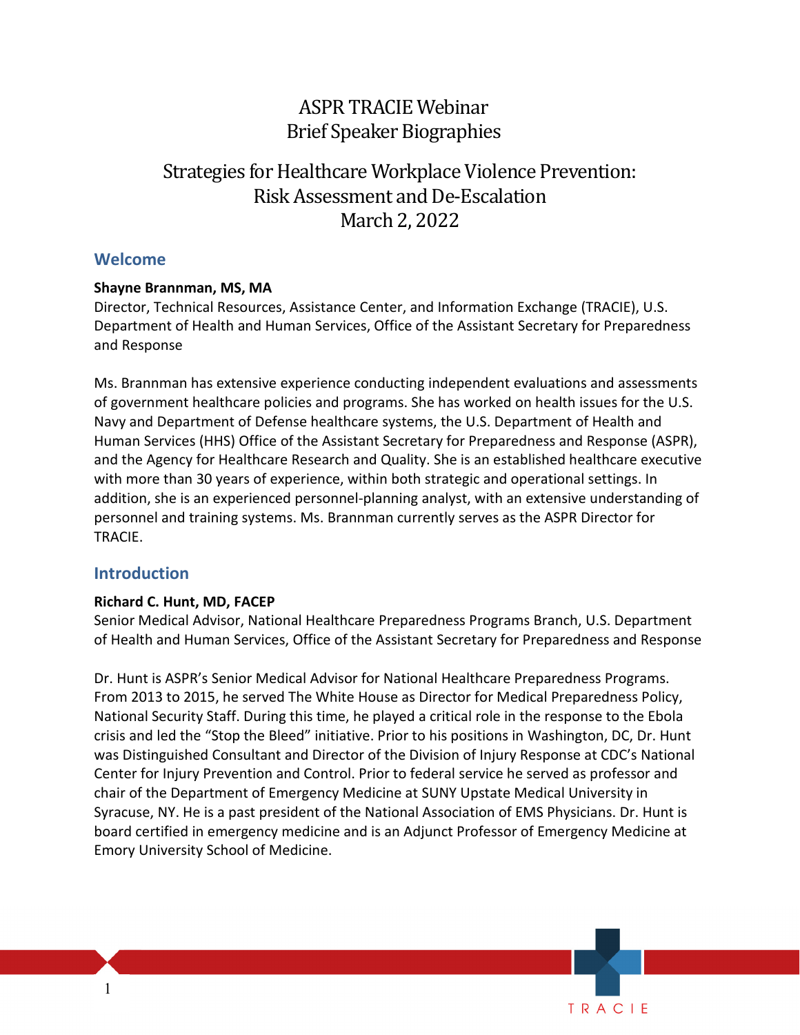# ASPR TRACIE Webinar
# Brief Speaker Biographies

# Strategies for Healthcare Workplace Violence Prevention: Risk Assessment and De-Escalation
# March 2, 2022

## Welcome

**Shayne Brannman, MS, MA**
Director, Technical Resources, Assistance Center, and Information Exchange (TRACIE), U.S. Department of Health and Human Services, Office of the Assistant Secretary for Preparedness and Response

Ms. Brannman has extensive experience conducting independent evaluations and assessments of government healthcare policies and programs. She has worked on health issues for the U.S. Navy and Department of Defense healthcare systems, the U.S. Department of Health and Human Services (HHS) Office of the Assistant Secretary for Preparedness and Response (ASPR), and the Agency for Healthcare Research and Quality. She is an established healthcare executive with more than 30 years of experience, within both strategic and operational settings. In addition, she is an experienced personnel-planning analyst, with an extensive understanding of personnel and training systems. Ms. Brannman currently serves as the ASPR Director for TRACIE.

## Introduction

**Richard C. Hunt, MD, FACEP**
Senior Medical Advisor, National Healthcare Preparedness Programs Branch, U.S. Department of Health and Human Services, Office of the Assistant Secretary for Preparedness and Response

Dr. Hunt is ASPR's Senior Medical Advisor for National Healthcare Preparedness Programs. From 2013 to 2015, he served The White House as Director for Medical Preparedness Policy, National Security Staff. During this time, he played a critical role in the response to the Ebola crisis and led the "Stop the Bleed" initiative. Prior to his positions in Washington, DC, Dr. Hunt was Distinguished Consultant and Director of the Division of Injury Response at CDC's National Center for Injury Prevention and Control. Prior to federal service he served as professor and chair of the Department of Emergency Medicine at SUNY Upstate Medical University in Syracuse, NY. He is a past president of the National Association of EMS Physicians. Dr. Hunt is board certified in emergency medicine and is an Adjunct Professor of Emergency Medicine at Emory University School of Medicine.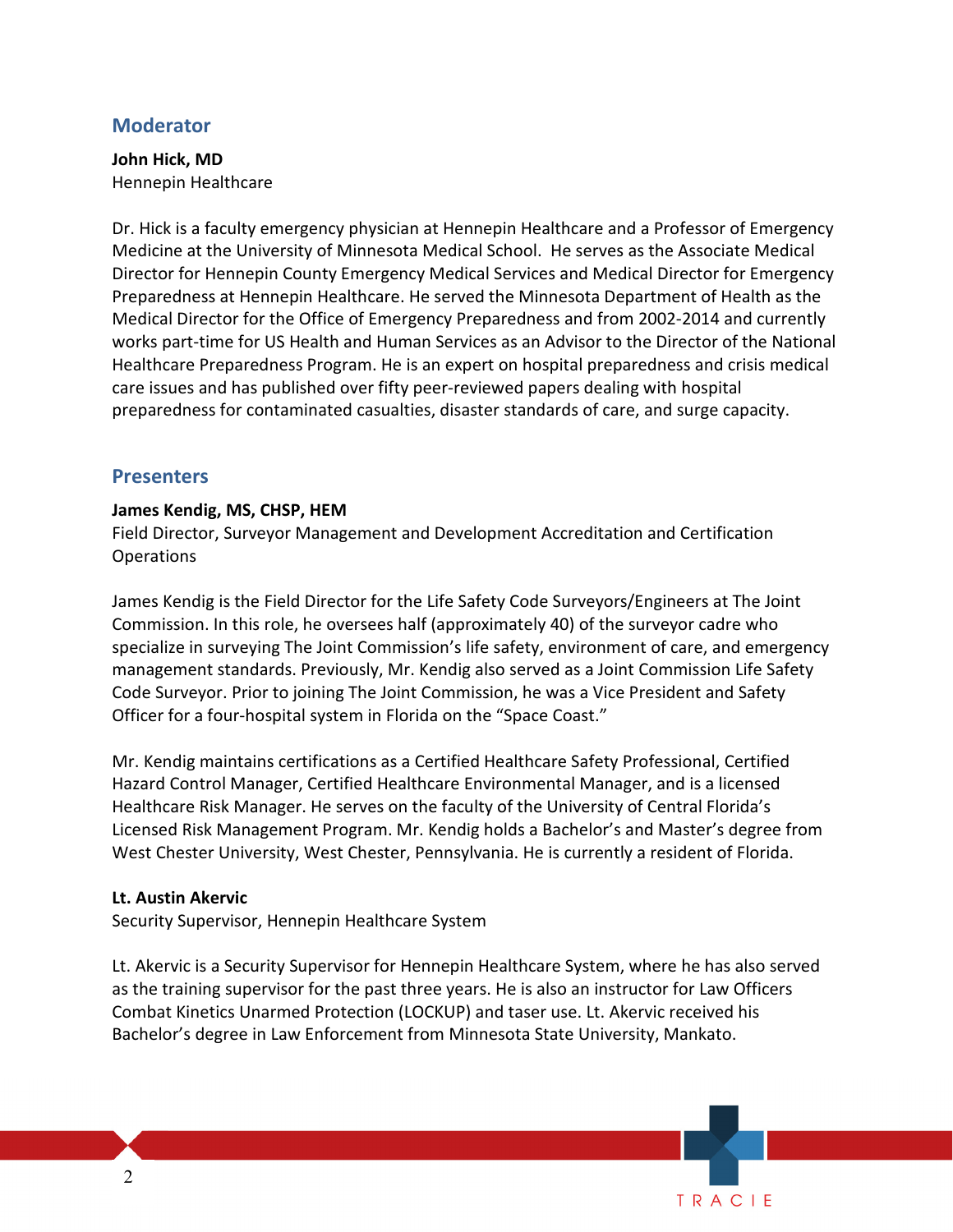## Moderator

**John Hick, MD**
Hennepin Healthcare

Dr. Hick is a faculty emergency physician at Hennepin Healthcare and a Professor of Emergency Medicine at the University of Minnesota Medical School. He serves as the Associate Medical Director for Hennepin County Emergency Medical Services and Medical Director for Emergency Preparedness at Hennepin Healthcare. He served the Minnesota Department of Health as the Medical Director for the Office of Emergency Preparedness and from 2002-2014 and currently works part-time for US Health and Human Services as an Advisor to the Director of the National Healthcare Preparedness Program. He is an expert on hospital preparedness and crisis medical care issues and has published over fifty peer-reviewed papers dealing with hospital preparedness for contaminated casualties, disaster standards of care, and surge capacity.

## Presenters

**James Kendig, MS, CHSP, HEM**
Field Director, Surveyor Management and Development Accreditation and Certification Operations

James Kendig is the Field Director for the Life Safety Code Surveyors/Engineers at The Joint Commission. In this role, he oversees half (approximately 40) of the surveyor cadre who specialize in surveying The Joint Commission's life safety, environment of care, and emergency management standards. Previously, Mr. Kendig also served as a Joint Commission Life Safety Code Surveyor. Prior to joining The Joint Commission, he was a Vice President and Safety Officer for a four-hospital system in Florida on the "Space Coast."

Mr. Kendig maintains certifications as a Certified Healthcare Safety Professional, Certified Hazard Control Manager, Certified Healthcare Environmental Manager, and is a licensed Healthcare Risk Manager. He serves on the faculty of the University of Central Florida's Licensed Risk Management Program. Mr. Kendig holds a Bachelor's and Master's degree from West Chester University, West Chester, Pennsylvania. He is currently a resident of Florida.

**Lt. Austin Akervic**
Security Supervisor, Hennepin Healthcare System

Lt. Akervic is a Security Supervisor for Hennepin Healthcare System, where he has also served as the training supervisor for the past three years. He is also an instructor for Law Officers Combat Kinetics Unarmed Protection (LOCKUP) and taser use. Lt. Akervic received his Bachelor's degree in Law Enforcement from Minnesota State University, Mankato.